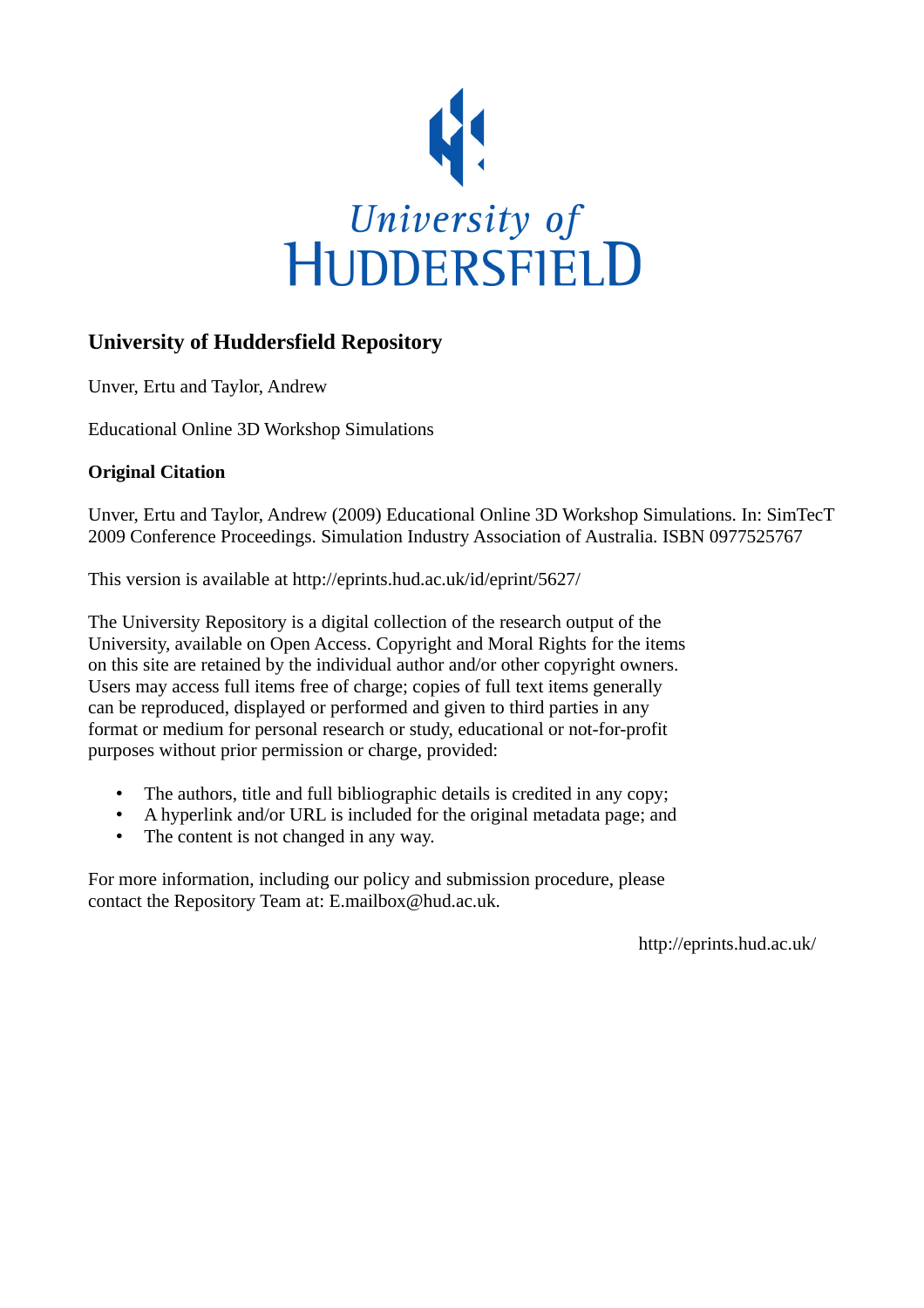University of HUDDERSFIELD

## University of Huddersfield Repository

Unver, Ertu and Taylor, Andrew

Educational Online 3D Workshop Simulations

### Original Citation

Unver, Ertu and Taylor, Andrew (2009) Educational Online 3D Workshop Simulations. In: SimTecT 2009 Conference Proceedings. Simulation Industry Association of Australia. ISBN 0977525767

This version is available at http://eprints.hud.ac.uk/id/eprint/5627/

The University Repository is a digital collection of the research output of the University, available on Open Access. Copyright and Moral Rights for the items on this site are retained by the individual author and/or other copyright owners. Users may access full items free of charge; copies of full text items generally can be reproduced, displayed or performed and given to third parties in any format or medium for personal research or study, educational or not-for-profit purposes without prior permission or charge, provided:

- The authors, title and full bibliographic details is credited in any copy;
- A hyperlink and/or URL is included for the original metadata page; and
- The content is not changed in any way.

For more information, including our policy and submission procedure, please contact the Repository Team at: E.mailbox@hud.ac.uk.

http://eprints.hud.ac.uk/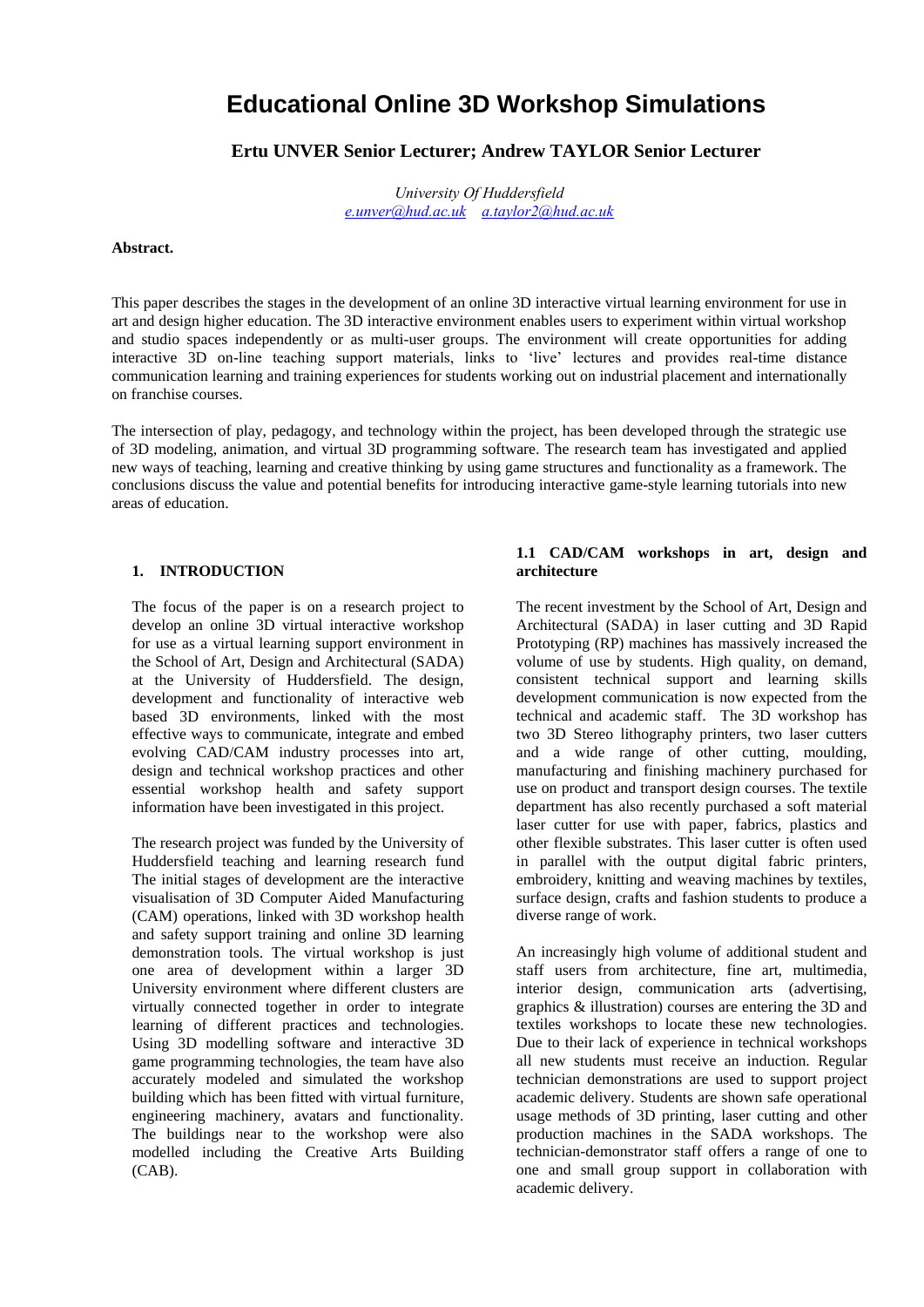# Educational Online 3D Workshop Simulations

**Ertu UNVER Senior Lecturer; Andrew TAYLOR Senior Lecturer**

*University Of Huddersfield*
*e.unver@hud.ac.uk a.taylor2@hud.ac.uk*

**Abstract.**

This paper describes the stages in the development of an online 3D interactive virtual learning environment for use in art and design higher education. The 3D interactive environment enables users to experiment within virtual workshop and studio spaces independently or as multi-user groups. The environment will create opportunities for adding interactive 3D on-line teaching support materials, links to 'live' lectures and provides real-time distance communication learning and training experiences for students working out on industrial placement and internationally on franchise courses.

The intersection of play, pedagogy, and technology within the project, has been developed through the strategic use of 3D modeling, animation, and virtual 3D programming software. The research team has investigated and applied new ways of teaching, learning and creative thinking by using game structures and functionality as a framework. The conclusions discuss the value and potential benefits for introducing interactive game-style learning tutorials into new areas of education.

## 1. INTRODUCTION

The focus of the paper is on a research project to develop an online 3D virtual interactive workshop for use as a virtual learning support environment in the School of Art, Design and Architectural (SADA) at the University of Huddersfield. The design, development and functionality of interactive web based 3D environments, linked with the most effective ways to communicate, integrate and embed evolving CAD/CAM industry processes into art, design and technical workshop practices and other essential workshop health and safety support information have been investigated in this project.

The research project was funded by the University of Huddersfield teaching and learning research fund The initial stages of development are the interactive visualisation of 3D Computer Aided Manufacturing (CAM) operations, linked with 3D workshop health and safety support training and online 3D learning demonstration tools. The virtual workshop is just one area of development within a larger 3D University environment where different clusters are virtually connected together in order to integrate learning of different practices and technologies. Using 3D modelling software and interactive 3D game programming technologies, the team have also accurately modeled and simulated the workshop building which has been fitted with virtual furniture, engineering machinery, avatars and functionality. The buildings near to the workshop were also modelled including the Creative Arts Building (CAB).

### 1.1 CAD/CAM workshops in art, design and architecture

The recent investment by the School of Art, Design and Architectural (SADA) in laser cutting and 3D Rapid Prototyping (RP) machines has massively increased the volume of use by students. High quality, on demand, consistent technical support and learning skills development communication is now expected from the technical and academic staff. The 3D workshop has two 3D Stereo lithography printers, two laser cutters and a wide range of other cutting, moulding, manufacturing and finishing machinery purchased for use on product and transport design courses. The textile department has also recently purchased a soft material laser cutter for use with paper, fabrics, plastics and other flexible substrates. This laser cutter is often used in parallel with the output digital fabric printers, embroidery, knitting and weaving machines by textiles, surface design, crafts and fashion students to produce a diverse range of work.

An increasingly high volume of additional student and staff users from architecture, fine art, multimedia, interior design, communication arts (advertising, graphics & illustration) courses are entering the 3D and textiles workshops to locate these new technologies. Due to their lack of experience in technical workshops all new students must receive an induction. Regular technician demonstrations are used to support project academic delivery. Students are shown safe operational usage methods of 3D printing, laser cutting and other production machines in the SADA workshops. The technician-demonstrator staff offers a range of one to one and small group support in collaboration with academic delivery.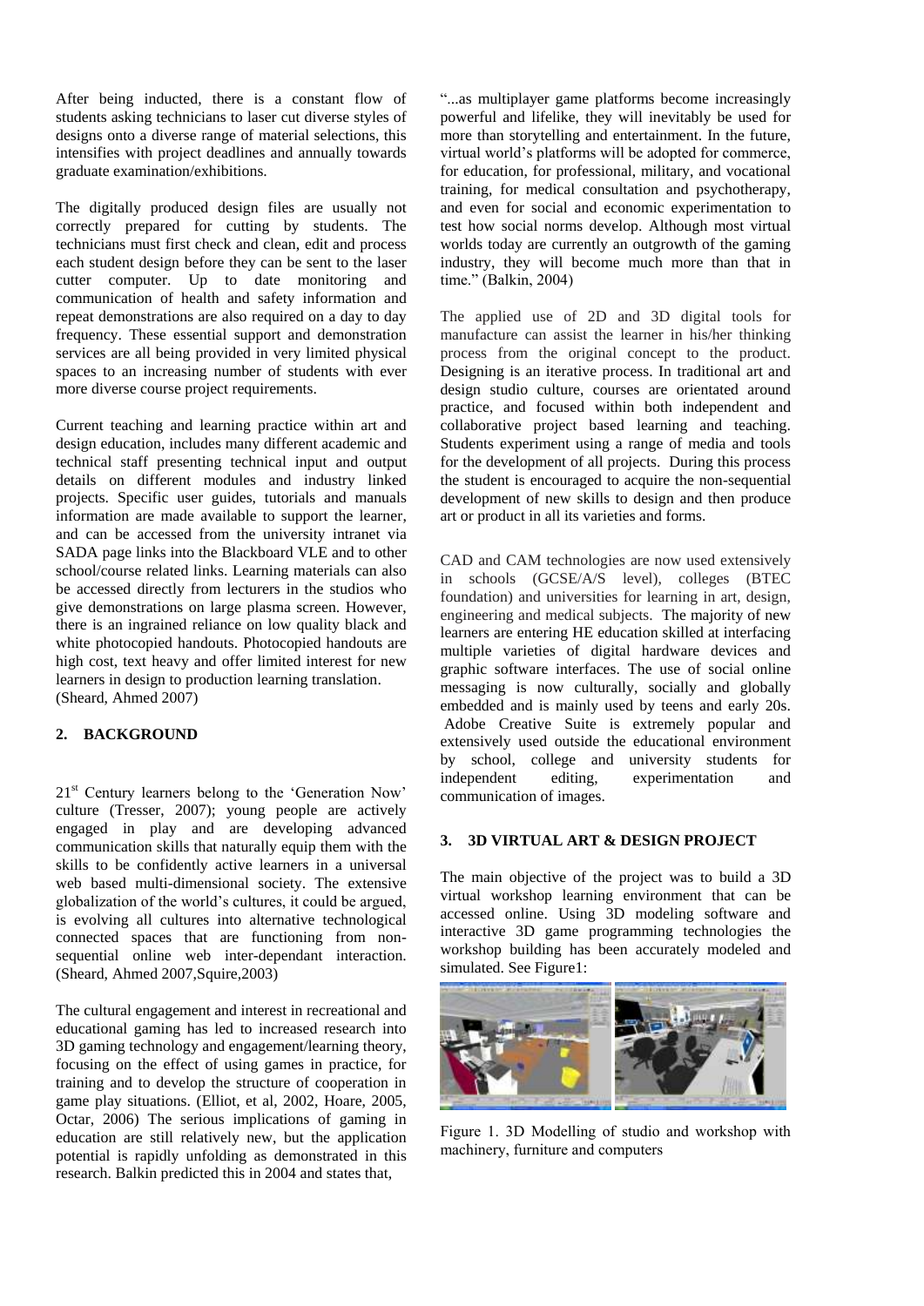After being inducted, there is a constant flow of students asking technicians to laser cut diverse styles of designs onto a diverse range of material selections, this intensifies with project deadlines and annually towards graduate examination/exhibitions.

The digitally produced design files are usually not correctly prepared for cutting by students. The technicians must first check and clean, edit and process each student design before they can be sent to the laser cutter computer. Up to date monitoring and communication of health and safety information and repeat demonstrations are also required on a day to day frequency. These essential support and demonstration services are all being provided in very limited physical spaces to an increasing number of students with ever more diverse course project requirements.

Current teaching and learning practice within art and design education, includes many different academic and technical staff presenting technical input and output details on different modules and industry linked projects. Specific user guides, tutorials and manuals information are made available to support the learner, and can be accessed from the university intranet via SADA page links into the Blackboard VLE and to other school/course related links. Learning materials can also be accessed directly from lecturers in the studios who give demonstrations on large plasma screen. However, there is an ingrained reliance on low quality black and white photocopied handouts. Photocopied handouts are high cost, text heavy and offer limited interest for new learners in design to production learning translation. (Sheard, Ahmed 2007)

## 2. BACKGROUND

21st Century learners belong to the 'Generation Now' culture (Tresser, 2007); young people are actively engaged in play and are developing advanced communication skills that naturally equip them with the skills to be confidently active learners in a universal web based multi-dimensional society. The extensive globalization of the world's cultures, it could be argued, is evolving all cultures into alternative technological connected spaces that are functioning from non-sequential online web inter-dependant interaction. (Sheard, Ahmed 2007,Squire,2003)

The cultural engagement and interest in recreational and educational gaming has led to increased research into 3D gaming technology and engagement/learning theory, focusing on the effect of using games in practice, for training and to develop the structure of cooperation in game play situations. (Elliot, et al, 2002, Hoare, 2005, Octar, 2006) The serious implications of gaming in education are still relatively new, but the application potential is rapidly unfolding as demonstrated in this research. Balkin predicted this in 2004 and states that,

"...as multiplayer game platforms become increasingly powerful and lifelike, they will inevitably be used for more than storytelling and entertainment. In the future, virtual world's platforms will be adopted for commerce, for education, for professional, military, and vocational training, for medical consultation and psychotherapy, and even for social and economic experimentation to test how social norms develop. Although most virtual worlds today are currently an outgrowth of the gaming industry, they will become much more than that in time." (Balkin, 2004)

The applied use of 2D and 3D digital tools for manufacture can assist the learner in his/her thinking process from the original concept to the product. Designing is an iterative process. In traditional art and design studio culture, courses are orientated around practice, and focused within both independent and collaborative project based learning and teaching. Students experiment using a range of media and tools for the development of all projects. During this process the student is encouraged to acquire the non-sequential development of new skills to design and then produce art or product in all its varieties and forms.

CAD and CAM technologies are now used extensively in schools (GCSE/A/S level), colleges (BTEC foundation) and universities for learning in art, design, engineering and medical subjects. The majority of new learners are entering HE education skilled at interfacing multiple varieties of digital hardware devices and graphic software interfaces. The use of social online messaging is now culturally, socially and globally embedded and is mainly used by teens and early 20s. Adobe Creative Suite is extremely popular and extensively used outside the educational environment by school, college and university students for independent editing, experimentation and communication of images.

## 3. 3D VIRTUAL ART & DESIGN PROJECT

The main objective of the project was to build a 3D virtual workshop learning environment that can be accessed online. Using 3D modeling software and interactive 3D game programming technologies the workshop building has been accurately modeled and simulated. See Figure1:

Figure 1. 3D Modelling of studio and workshop with machinery, furniture and computers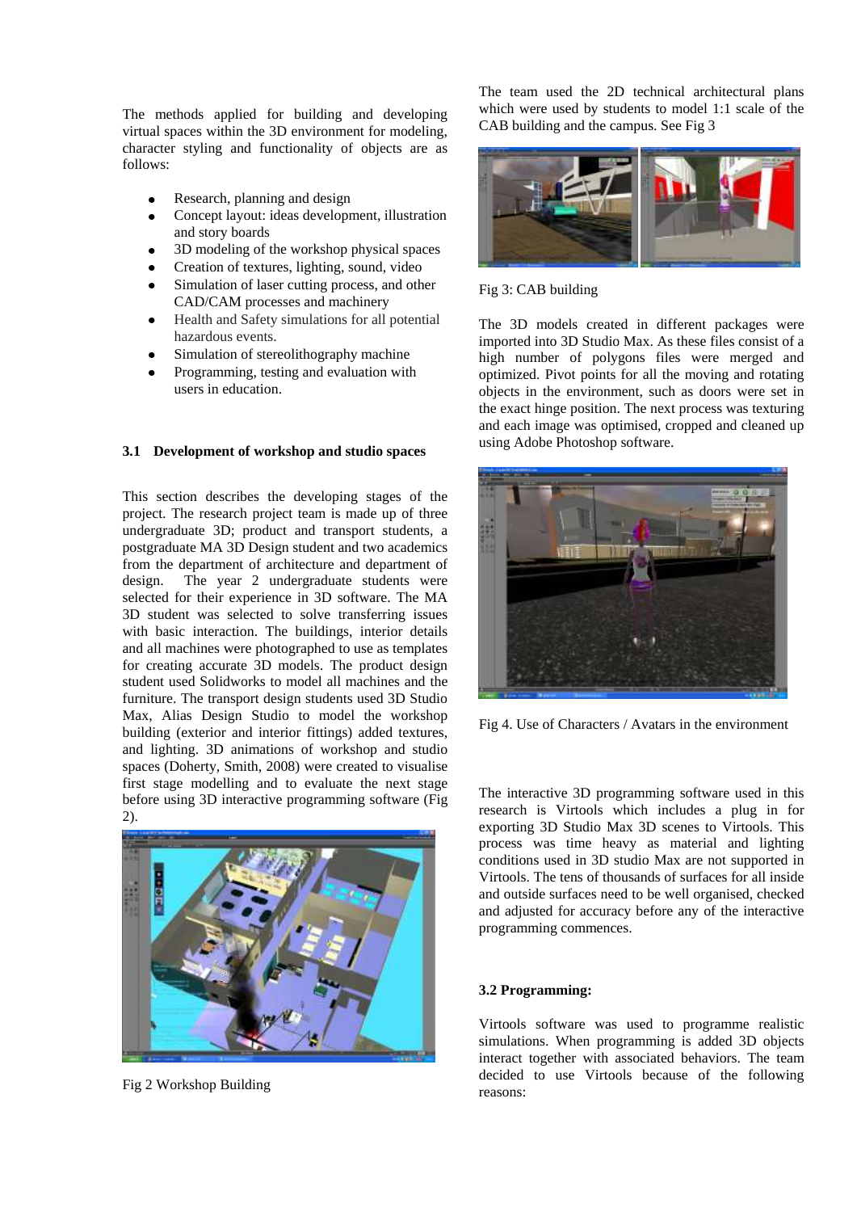The methods applied for building and developing virtual spaces within the 3D environment for modeling, character styling and functionality of objects are as follows:

- Research, planning and design
- Concept layout: ideas development, illustration and story boards
- 3D modeling of the workshop physical spaces
- Creation of textures, lighting, sound, video
- Simulation of laser cutting process, and other CAD/CAM processes and machinery
- Health and Safety simulations for all potential hazardous events.
- Simulation of stereolithography machine
- Programming, testing and evaluation with users in education.

### 3.1 Development of workshop and studio spaces

This section describes the developing stages of the project. The research project team is made up of three undergraduate 3D; product and transport students, a postgraduate MA 3D Design student and two academics from the department of architecture and department of design. The year 2 undergraduate students were selected for their experience in 3D software. The MA 3D student was selected to solve transferring issues with basic interaction. The buildings, interior details and all machines were photographed to use as templates for creating accurate 3D models. The product design student used Solidworks to model all machines and the furniture. The transport design students used 3D Studio Max, Alias Design Studio to model the workshop building (exterior and interior fittings) added textures, and lighting. 3D animations of workshop and studio spaces (Doherty, Smith, 2008) were created to visualise first stage modelling and to evaluate the next stage before using 3D interactive programming software (Fig 2).

Fig 2 Workshop Building

The team used the 2D technical architectural plans which were used by students to model 1:1 scale of the CAB building and the campus. See Fig 3

Fig 3: CAB building

The 3D models created in different packages were imported into 3D Studio Max. As these files consist of a high number of polygons files were merged and optimized. Pivot points for all the moving and rotating objects in the environment, such as doors were set in the exact hinge position. The next process was texturing and each image was optimised, cropped and cleaned up using Adobe Photoshop software.

Fig 4. Use of Characters / Avatars in the environment

The interactive 3D programming software used in this research is Virtools which includes a plug in for exporting 3D Studio Max 3D scenes to Virtools. This process was time heavy as material and lighting conditions used in 3D studio Max are not supported in Virtools. The tens of thousands of surfaces for all inside and outside surfaces need to be well organised, checked and adjusted for accuracy before any of the interactive programming commences.

### 3.2 Programming:

Virtools software was used to programme realistic simulations. When programming is added 3D objects interact together with associated behaviors. The team decided to use Virtools because of the following reasons: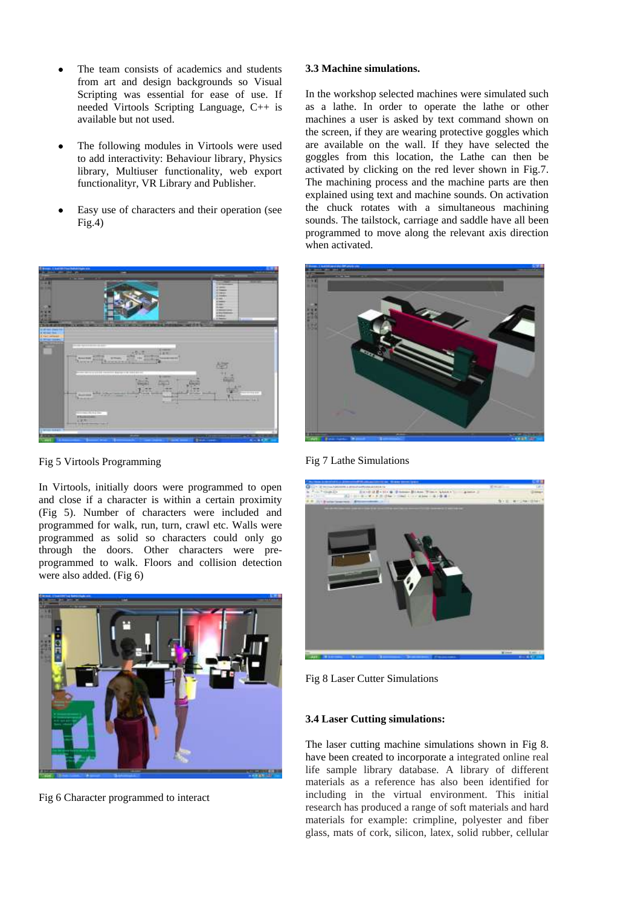- The team consists of academics and students from art and design backgrounds so Visual Scripting was essential for ease of use. If needed Virtools Scripting Language, C++ is available but not used.

- The following modules in Virtools were used to add interactivity: Behaviour library, Physics library, Multiuser functionality, web export functionalityr, VR Library and Publisher.

- Easy use of characters and their operation (see Fig.4)

Fig 5 Virtools Programming

In Virtools, initially doors were programmed to open and close if a character is within a certain proximity (Fig 5). Number of characters were included and programmed for walk, run, turn, crawl etc. Walls were programmed as solid so characters could only go through the doors. Other characters were pre-programmed to walk. Floors and collision detection were also added. (Fig 6)

Fig 6 Character programmed to interact

### 3.3 Machine simulations.

In the workshop selected machines were simulated such as a lathe. In order to operate the lathe or other machines a user is asked by text command shown on the screen, if they are wearing protective goggles which are available on the wall. If they have selected the goggles from this location, the Lathe can then be activated by clicking on the red lever shown in Fig.7. The machining process and the machine parts are then explained using text and machine sounds. On activation the chuck rotates with a simultaneous machining sounds. The tailstock, carriage and saddle have all been programmed to move along the relevant axis direction when activated.

Fig 7 Lathe Simulations

Fig 8 Laser Cutter Simulations

### 3.4 Laser Cutting simulations:

The laser cutting machine simulations shown in Fig 8. have been created to incorporate a integrated online real life sample library database. A library of different materials as a reference has also been identified for including in the virtual environment. This initial research has produced a range of soft materials and hard materials for example: crimpline, polyester and fiber glass, mats of cork, silicon, latex, solid rubber, cellular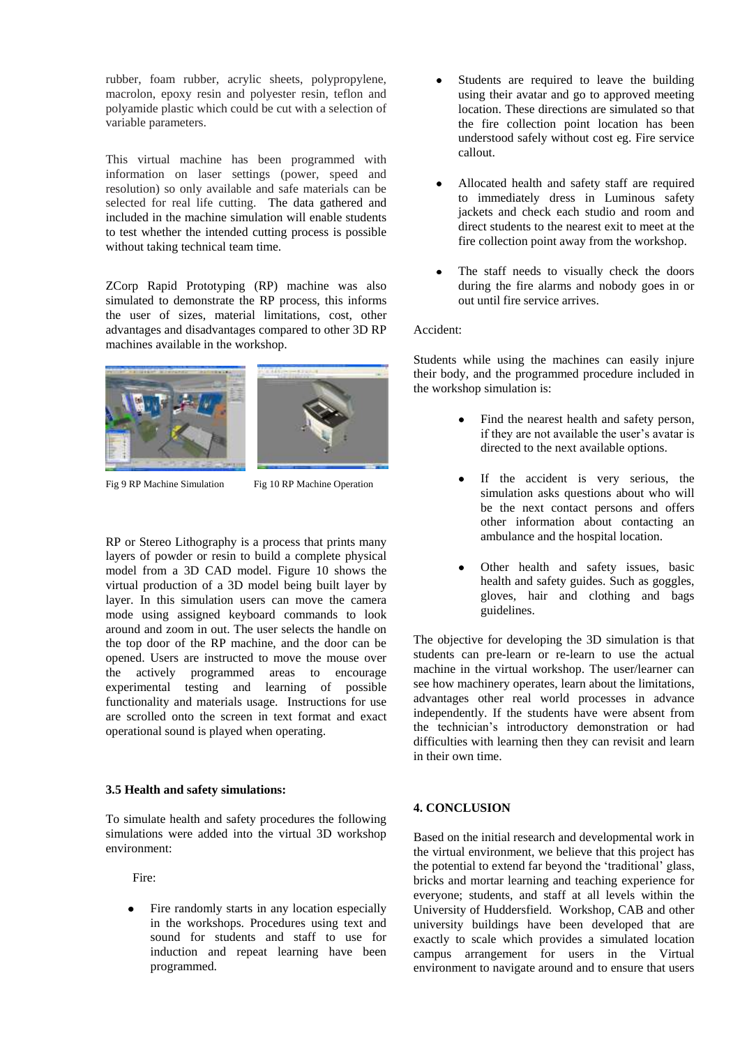rubber, foam rubber, acrylic sheets, polypropylene, macrolon, epoxy resin and polyester resin, teflon and polyamide plastic which could be cut with a selection of variable parameters.

This virtual machine has been programmed with information on laser settings (power, speed and resolution) so only available and safe materials can be selected for real life cutting. The data gathered and included in the machine simulation will enable students to test whether the intended cutting process is possible without taking technical team time.

ZCorp Rapid Prototyping (RP) machine was also simulated to demonstrate the RP process, this informs the user of sizes, material limitations, cost, other advantages and disadvantages compared to other 3D RP machines available in the workshop.

Fig 9 RP Machine Simulation

Fig 10 RP Machine Operation

RP or Stereo Lithography is a process that prints many layers of powder or resin to build a complete physical model from a 3D CAD model. Figure 10 shows the virtual production of a 3D model being built layer by layer. In this simulation users can move the camera mode using assigned keyboard commands to look around and zoom in out. The user selects the handle on the top door of the RP machine, and the door can be opened. Users are instructed to move the mouse over the actively programmed areas to encourage experimental testing and learning of possible functionality and materials usage. Instructions for use are scrolled onto the screen in text format and exact operational sound is played when operating.

### 3.5 Health and safety simulations:

To simulate health and safety procedures the following simulations were added into the virtual 3D workshop environment:

Fire:

- Fire randomly starts in any location especially in the workshops. Procedures using text and sound for students and staff to use for induction and repeat learning have been programmed.
- Students are required to leave the building using their avatar and go to approved meeting location. These directions are simulated so that the fire collection point location has been understood safely without cost eg. Fire service callout.
- Allocated health and safety staff are required to immediately dress in Luminous safety jackets and check each studio and room and direct students to the nearest exit to meet at the fire collection point away from the workshop.
- The staff needs to visually check the doors during the fire alarms and nobody goes in or out until fire service arrives.

Accident:

Students while using the machines can easily injure their body, and the programmed procedure included in the workshop simulation is:

- Find the nearest health and safety person, if they are not available the user's avatar is directed to the next available options.
- If the accident is very serious, the simulation asks questions about who will be the next contact persons and offers other information about contacting an ambulance and the hospital location.
- Other health and safety issues, basic health and safety guides. Such as goggles, gloves, hair and clothing and bags guidelines.

The objective for developing the 3D simulation is that students can pre-learn or re-learn to use the actual machine in the virtual workshop. The user/learner can see how machinery operates, learn about the limitations, advantages other real world processes in advance independently. If the students have were absent from the technician's introductory demonstration or had difficulties with learning then they can revisit and learn in their own time.

## 4. CONCLUSION

Based on the initial research and developmental work in the virtual environment, we believe that this project has the potential to extend far beyond the 'traditional' glass, bricks and mortar learning and teaching experience for everyone; students, and staff at all levels within the University of Huddersfield. Workshop, CAB and other university buildings have been developed that are exactly to scale which provides a simulated location campus arrangement for users in the Virtual environment to navigate around and to ensure that users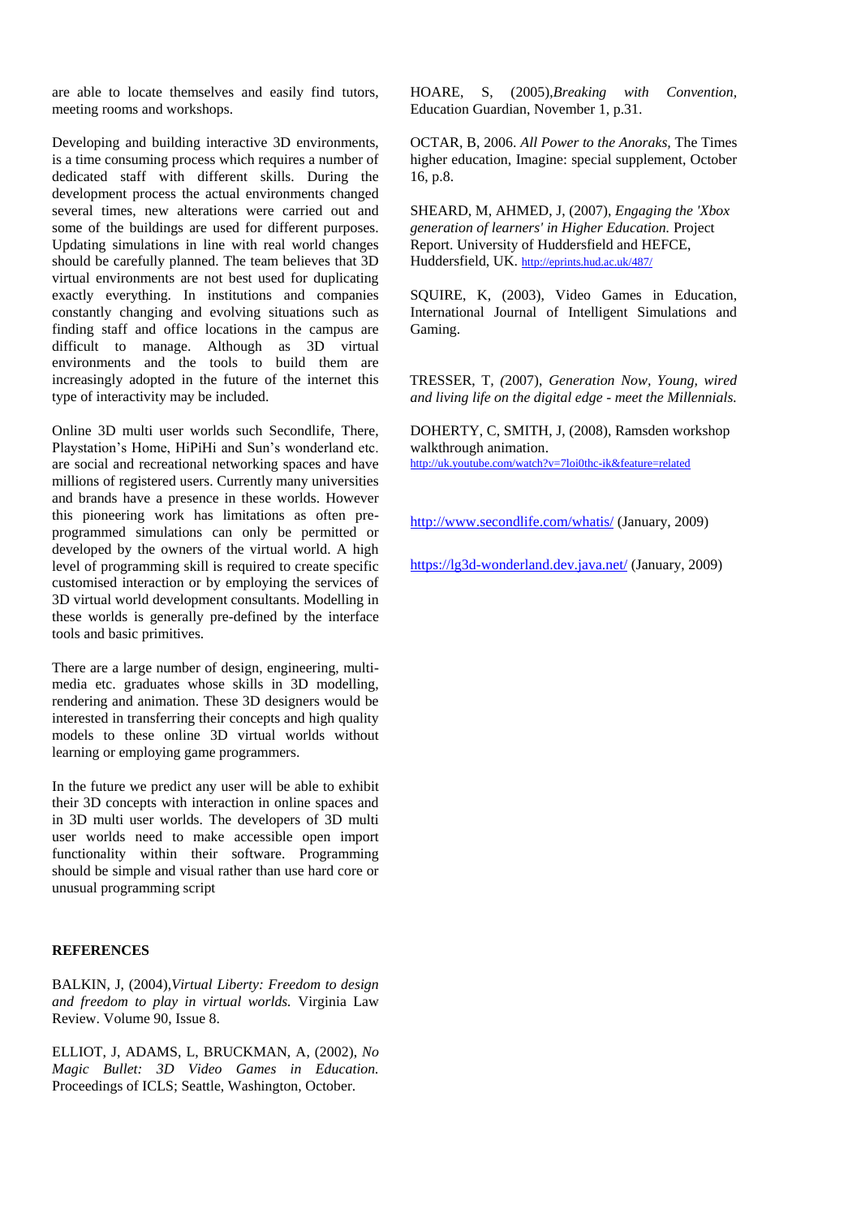are able to locate themselves and easily find tutors, meeting rooms and workshops.

Developing and building interactive 3D environments, is a time consuming process which requires a number of dedicated staff with different skills. During the development process the actual environments changed several times, new alterations were carried out and some of the buildings are used for different purposes. Updating simulations in line with real world changes should be carefully planned. The team believes that 3D virtual environments are not best used for duplicating exactly everything. In institutions and companies constantly changing and evolving situations such as finding staff and office locations in the campus are difficult to manage. Although as 3D virtual environments and the tools to build them are increasingly adopted in the future of the internet this type of interactivity may be included.

Online 3D multi user worlds such Secondlife, There, Playstation's Home, HiPiHi and Sun's wonderland etc. are social and recreational networking spaces and have millions of registered users. Currently many universities and brands have a presence in these worlds. However this pioneering work has limitations as often pre-programmed simulations can only be permitted or developed by the owners of the virtual world. A high level of programming skill is required to create specific customised interaction or by employing the services of 3D virtual world development consultants. Modelling in these worlds is generally pre-defined by the interface tools and basic primitives.

There are a large number of design, engineering, multi-media etc. graduates whose skills in 3D modelling, rendering and animation. These 3D designers would be interested in transferring their concepts and high quality models to these online 3D virtual worlds without learning or employing game programmers.

In the future we predict any user will be able to exhibit their 3D concepts with interaction in online spaces and in 3D multi user worlds. The developers of 3D multi user worlds need to make accessible open import functionality within their software. Programming should be simple and visual rather than use hard core or unusual programming script

## REFERENCES

BALKIN, J, (2004),*Virtual Liberty: Freedom to design and freedom to play in virtual worlds.* Virginia Law Review. Volume 90, Issue 8.

ELLIOT, J, ADAMS, L, BRUCKMAN, A, (2002), *No Magic Bullet: 3D Video Games in Education.* Proceedings of ICLS; Seattle, Washington, October.

HOARE, S, (2005),*Breaking with Convention,* Education Guardian, November 1, p.31.

OCTAR, B, 2006. *All Power to the Anoraks,* The Times higher education, Imagine: special supplement, October 16, p.8.

SHEARD, M, AHMED, J, (2007), *Engaging the 'Xbox generation of learners' in Higher Education.* Project Report. University of Huddersfield and HEFCE, Huddersfield, UK. http://eprints.hud.ac.uk/487/

SQUIRE, K, (2003), Video Games in Education, International Journal of Intelligent Simulations and Gaming.

TRESSER, T, *(*2007), *Generation Now, Young, wired and living life on the digital edge - meet the Millennials.*

DOHERTY, C, SMITH, J, (2008), Ramsden workshop walkthrough animation. http://uk.youtube.com/watch?v=7loi0thc-ik&feature=related

http://www.secondlife.com/whatis/ (January, 2009)

https://lg3d-wonderland.dev.java.net/ (January, 2009)